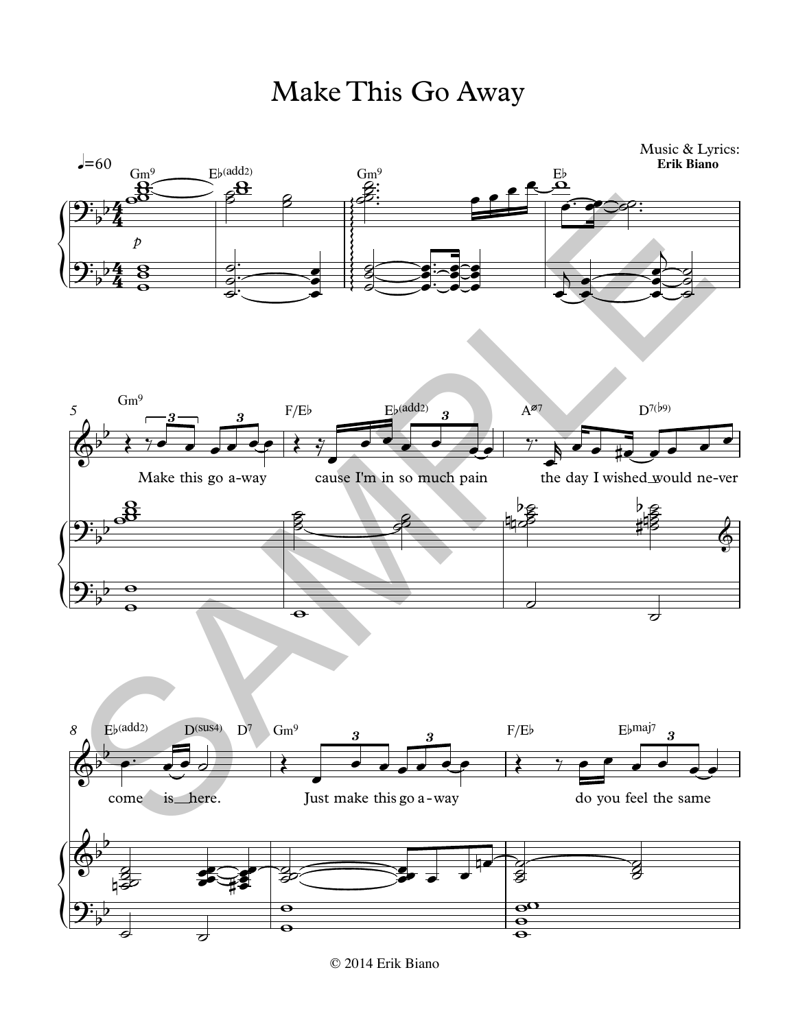# Make This Go Away

Music & Lyrics:
**Erik Biano**

© 2014 Erik Biano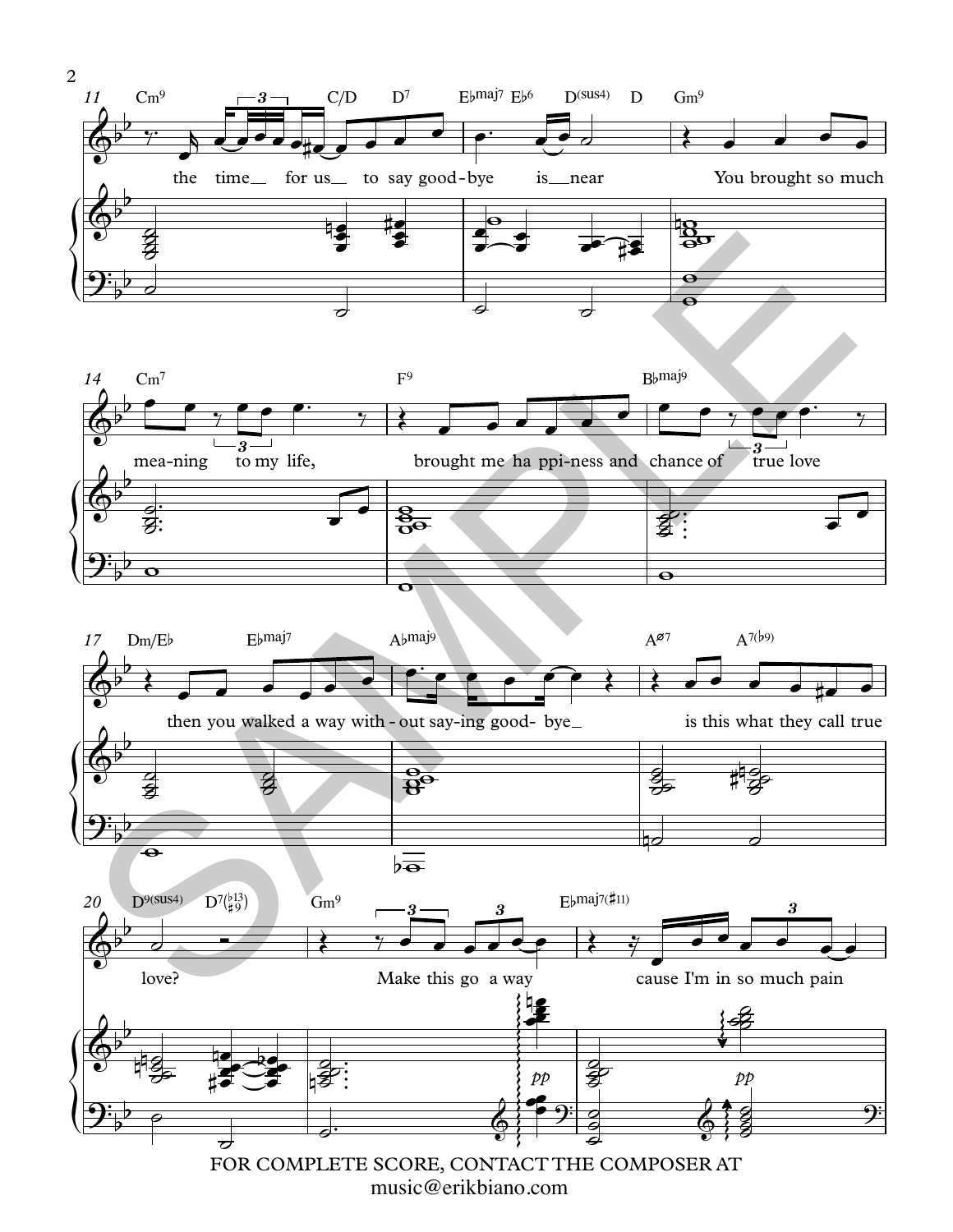the time for us to say good-bye is near You brought so much

mea-ning to my life, brought me ha ppi-ness and chance of true love

then you walked a way with-out say-ing good- bye is this what they call true

love? Make this go a way cause I'm in so much pain

FOR COMPLETE SCORE, CONTACT THE COMPOSER AT
music@erikbiano.com